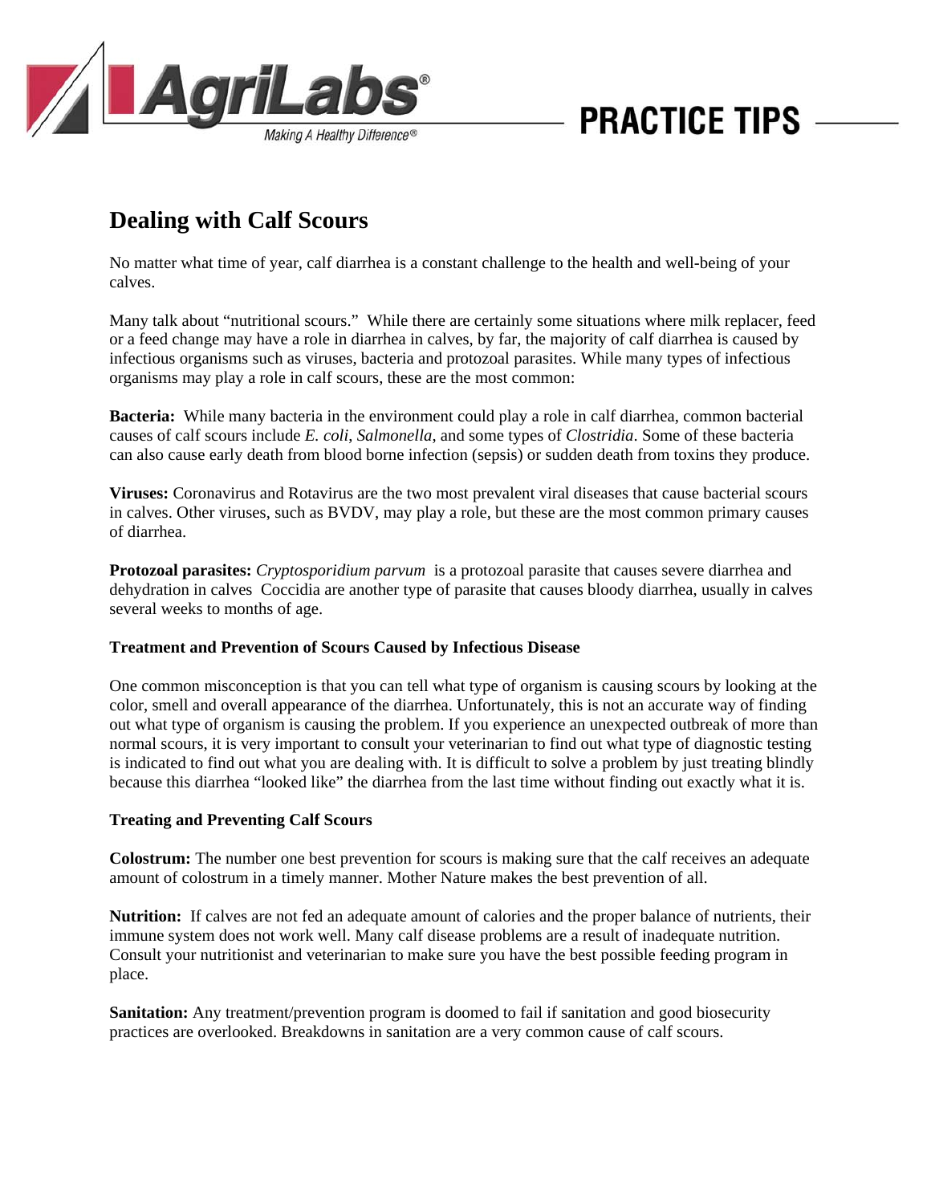# Dealing with Calf Scours

No matter what time of year, calf diarrhea is a constant challenge to the health and well-being of your calves.

Many talk about "nutritional scours." While there are certainly some situations where milk replacer, feed or a feed change may have a role in diarrhea in calves, by far, the majority of calf diarrhea is caused by infectious organisms such as viruses, bacteria and protozoal parasites. While many types of infectious organisms may play a role in calf scours, these are the most common:

**Bacteria:** While many bacteria in the environment could play a role in calf diarrhea, common bacterial causes of calf scours include *E. coli*, *Salmonella*, and some types of *Clostridia*. Some of these bacteria can also cause early death from blood borne infection (sepsis) or sudden death from toxins they produce.

**Viruses:** Coronavirus and Rotavirus are the two most prevalent viral diseases that cause bacterial scours in calves. Other viruses, such as BVDV, may play a role, but these are the most common primary causes of diarrhea.

**Protozoal parasites:** *Cryptosporidium parvum* is a protozoal parasite that causes severe diarrhea and dehydration in calves Coccidia are another type of parasite that causes bloody diarrhea, usually in calves several weeks to months of age.

### Treatment and Prevention of Scours Caused by Infectious Disease

One common misconception is that you can tell what type of organism is causing scours by looking at the color, smell and overall appearance of the diarrhea. Unfortunately, this is not an accurate way of finding out what type of organism is causing the problem. If you experience an unexpected outbreak of more than normal scours, it is very important to consult your veterinarian to find out what type of diagnostic testing is indicated to find out what you are dealing with. It is difficult to solve a problem by just treating blindly because this diarrhea "looked like" the diarrhea from the last time without finding out exactly what it is.

### Treating and Preventing Calf Scours

**Colostrum:** The number one best prevention for scours is making sure that the calf receives an adequate amount of colostrum in a timely manner. Mother Nature makes the best prevention of all.

**Nutrition:** If calves are not fed an adequate amount of calories and the proper balance of nutrients, their immune system does not work well. Many calf disease problems are a result of inadequate nutrition. Consult your nutritionist and veterinarian to make sure you have the best possible feeding program in place.

**Sanitation:** Any treatment/prevention program is doomed to fail if sanitation and good biosecurity practices are overlooked. Breakdowns in sanitation are a very common cause of calf scours.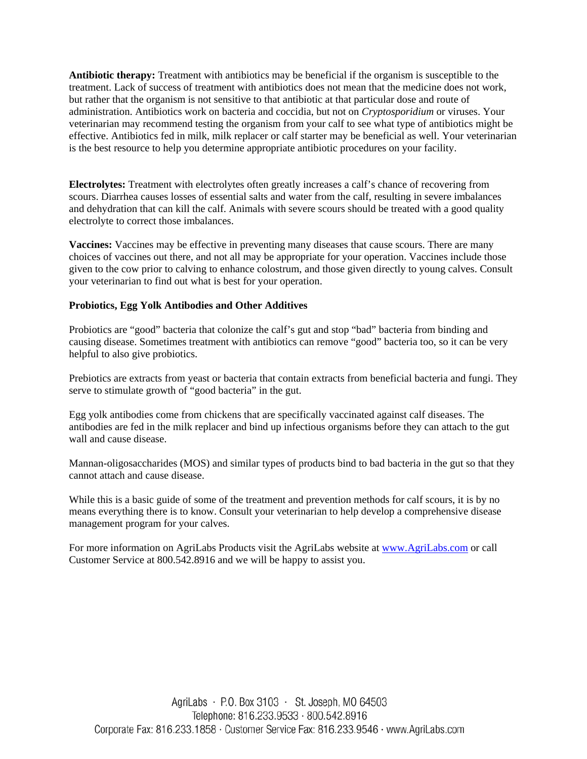**Antibiotic therapy:** Treatment with antibiotics may be beneficial if the organism is susceptible to the treatment. Lack of success of treatment with antibiotics does not mean that the medicine does not work, but rather that the organism is not sensitive to that antibiotic at that particular dose and route of administration. Antibiotics work on bacteria and coccidia, but not on *Cryptosporidium* or viruses. Your veterinarian may recommend testing the organism from your calf to see what type of antibiotics might be effective. Antibiotics fed in milk, milk replacer or calf starter may be beneficial as well. Your veterinarian is the best resource to help you determine appropriate antibiotic procedures on your facility.

**Electrolytes:** Treatment with electrolytes often greatly increases a calf's chance of recovering from scours. Diarrhea causes losses of essential salts and water from the calf, resulting in severe imbalances and dehydration that can kill the calf. Animals with severe scours should be treated with a good quality electrolyte to correct those imbalances.

**Vaccines:** Vaccines may be effective in preventing many diseases that cause scours. There are many choices of vaccines out there, and not all may be appropriate for your operation. Vaccines include those given to the cow prior to calving to enhance colostrum, and those given directly to young calves. Consult your veterinarian to find out what is best for your operation.

**Probiotics, Egg Yolk Antibodies and Other Additives**

Probiotics are "good" bacteria that colonize the calf's gut and stop "bad" bacteria from binding and causing disease. Sometimes treatment with antibiotics can remove "good" bacteria too, so it can be very helpful to also give probiotics.

Prebiotics are extracts from yeast or bacteria that contain extracts from beneficial bacteria and fungi. They serve to stimulate growth of "good bacteria" in the gut.

Egg yolk antibodies come from chickens that are specifically vaccinated against calf diseases. The antibodies are fed in the milk replacer and bind up infectious organisms before they can attach to the gut wall and cause disease.

Mannan-oligosaccharides (MOS) and similar types of products bind to bad bacteria in the gut so that they cannot attach and cause disease.

While this is a basic guide of some of the treatment and prevention methods for calf scours, it is by no means everything there is to know. Consult your veterinarian to help develop a comprehensive disease management program for your calves.

For more information on AgriLabs Products visit the AgriLabs website at [www.AgriLabs.com](http://www.AgriLabs.com) or call Customer Service at 800.542.8916 and we will be happy to assist you.

AgriLabs · P.O. Box 3103 · St. Joseph, MO 64503
Telephone: 816.233.9533 · 800.542.8916
Corporate Fax: 816.233.1858 · Customer Service Fax: 816.233.9546 · www.AgriLabs.com